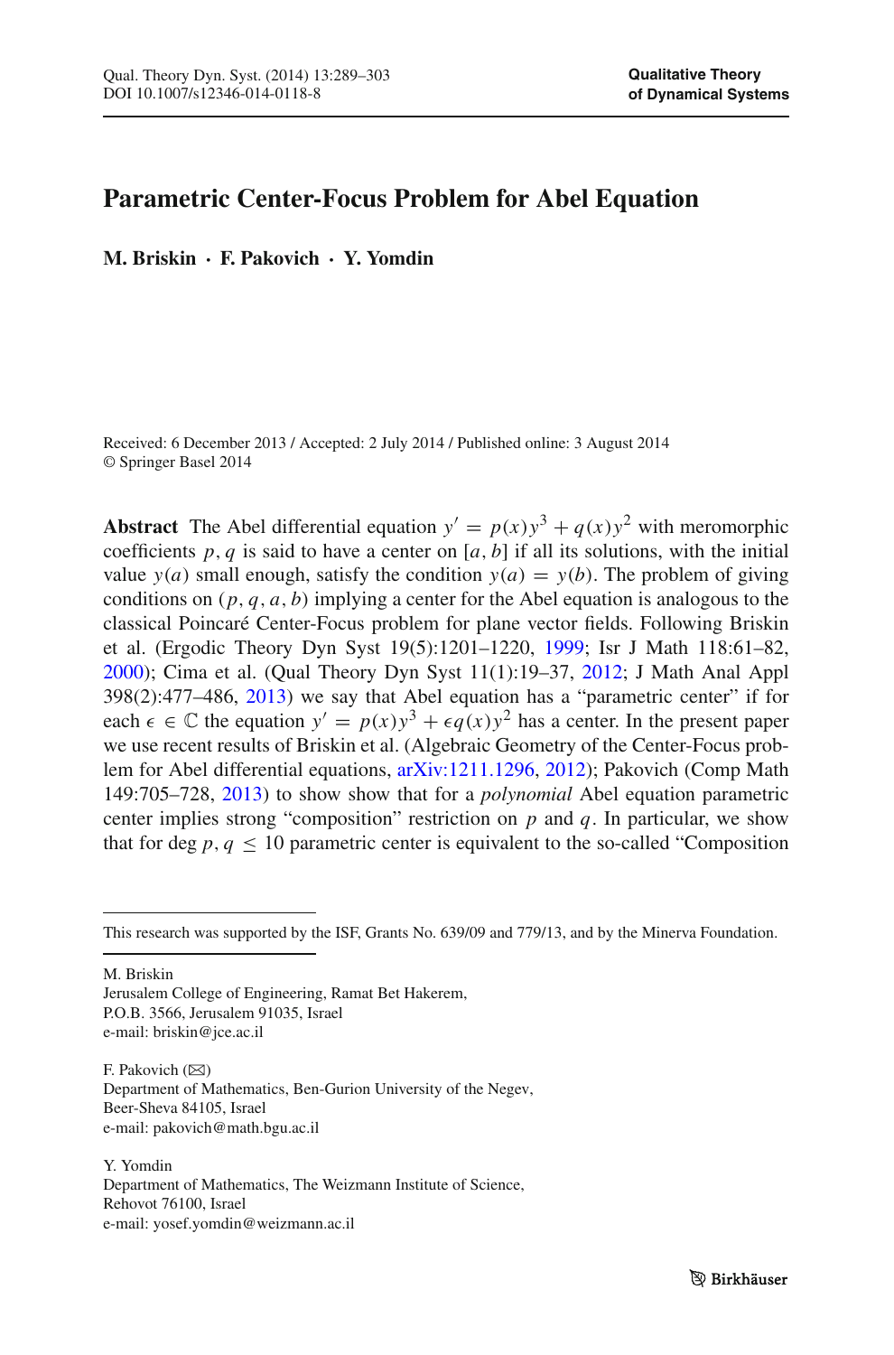# Parametric Center-Focus Problem for Abel Equation

**M. Briskin · F. Pakovich · Y. Yomdin**

Received: 6 December 2013 / Accepted: 2 July 2014 / Published online: 3 August 2014
© Springer Basel 2014

**Abstract** The Abel differential equation $y' = p(x)y^3 + q(x)y^2$ with meromorphic coefficients $p, q$ is said to have a center on $[a, b]$ if all its solutions, with the initial value $y(a)$ small enough, satisfy the condition $y(a) = y(b)$. The problem of giving conditions on $(p, q, a, b)$ implying a center for the Abel equation is analogous to the classical Poincaré Center-Focus problem for plane vector fields. Following Briskin et al. (Ergodic Theory Dyn Syst 19(5):1201–1220, 1999; Isr J Math 118:61–82, 2000); Cima et al. (Qual Theory Dyn Syst 11(1):19–37, 2012; J Math Anal Appl 398(2):477–486, 2013) we say that Abel equation has a "parametric center" if for each $\epsilon \in \mathbb{C}$ the equation $y' = p(x)y^3 + \epsilon q(x)y^2$ has a center. In the present paper we use recent results of Briskin et al. (Algebraic Geometry of the Center-Focus problem for Abel differential equations, arXiv:1211.1296, 2012); Pakovich (Comp Math 149:705–728, 2013) to show show that for a *polynomial* Abel equation parametric center implies strong "composition" restriction on $p$ and $q$. In particular, we show that for deg $p, q \leq 10$ parametric center is equivalent to the so-called "Composition

---

This research was supported by the ISF, Grants No. 639/09 and 779/13, and by the Minerva Foundation.

M. Briskin
Jerusalem College of Engineering, Ramat Bet Hakerem,
P.O.B. 3566, Jerusalem 91035, Israel
e-mail: briskin@jce.ac.il

F. Pakovich (✉)
Department of Mathematics, Ben-Gurion University of the Negev,
Beer-Sheva 84105, Israel
e-mail: pakovich@math.bgu.ac.il

Y. Yomdin
Department of Mathematics, The Weizmann Institute of Science,
Rehovot 76100, Israel
e-mail: yosef.yomdin@weizmann.ac.il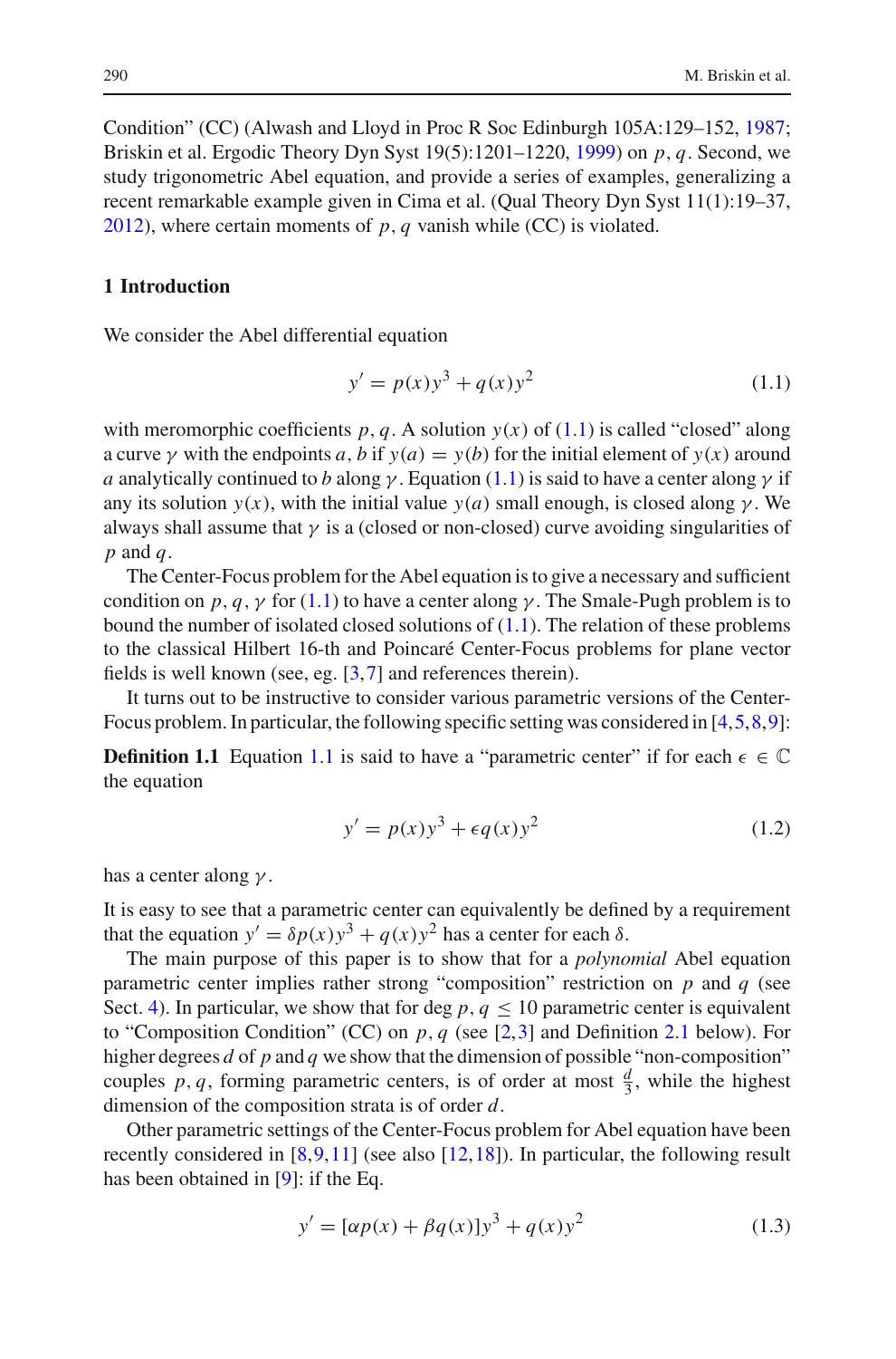Condition" (CC) (Alwash and Lloyd in Proc R Soc Edinburgh 105A:129–152, 1987; Briskin et al. Ergodic Theory Dyn Syst 19(5):1201–1220, 1999) on $p, q$. Second, we study trigonometric Abel equation, and provide a series of examples, generalizing a recent remarkable example given in Cima et al. (Qual Theory Dyn Syst 11(1):19–37, 2012), where certain moments of $p, q$ vanish while (CC) is violated.

## 1 Introduction

We consider the Abel differential equation

$$y' = p(x)y^3 + q(x)y^2 \tag{1.1}$$

with meromorphic coefficients $p, q$. A solution $y(x)$ of (1.1) is called "closed" along a curve $\gamma$ with the endpoints $a, b$ if $y(a) = y(b)$ for the initial element of $y(x)$ around $a$ analytically continued to $b$ along $\gamma$. Equation (1.1) is said to have a center along $\gamma$ if any its solution $y(x)$, with the initial value $y(a)$ small enough, is closed along $\gamma$. We always shall assume that $\gamma$ is a (closed or non-closed) curve avoiding singularities of $p$ and $q$.

The Center-Focus problem for the Abel equation is to give a necessary and sufficient condition on $p, q, \gamma$ for (1.1) to have a center along $\gamma$. The Smale-Pugh problem is to bound the number of isolated closed solutions of (1.1). The relation of these problems to the classical Hilbert 16-th and Poincaré Center-Focus problems for plane vector fields is well known (see, eg. [3,7] and references therein).

It turns out to be instructive to consider various parametric versions of the Center-Focus problem. In particular, the following specific setting was considered in [4,5,8,9]:

**Definition 1.1** Equation 1.1 is said to have a "parametric center" if for each $\epsilon \in \mathbb{C}$ the equation

$$y' = p(x)y^3 + \epsilon q(x)y^2 \tag{1.2}$$

has a center along $\gamma$.

It is easy to see that a parametric center can equivalently be defined by a requirement that the equation $y' = \delta p(x)y^3 + q(x)y^2$ has a center for each $\delta$.

The main purpose of this paper is to show that for a *polynomial* Abel equation parametric center implies rather strong "composition" restriction on $p$ and $q$ (see Sect. 4). In particular, we show that for $\deg p, q \leq 10$ parametric center is equivalent to "Composition Condition" (CC) on $p, q$ (see [2,3] and Definition 2.1 below). For higher degrees $d$ of $p$ and $q$ we show that the dimension of possible "non-composition" couples $p, q$, forming parametric centers, is of order at most $\frac{d}{3}$, while the highest dimension of the composition strata is of order $d$.

Other parametric settings of the Center-Focus problem for Abel equation have been recently considered in [8,9,11] (see also [12,18]). In particular, the following result has been obtained in [9]: if the Eq.

$$y' = [\alpha p(x) + \beta q(x)]y^3 + q(x)y^2 \tag{1.3}$$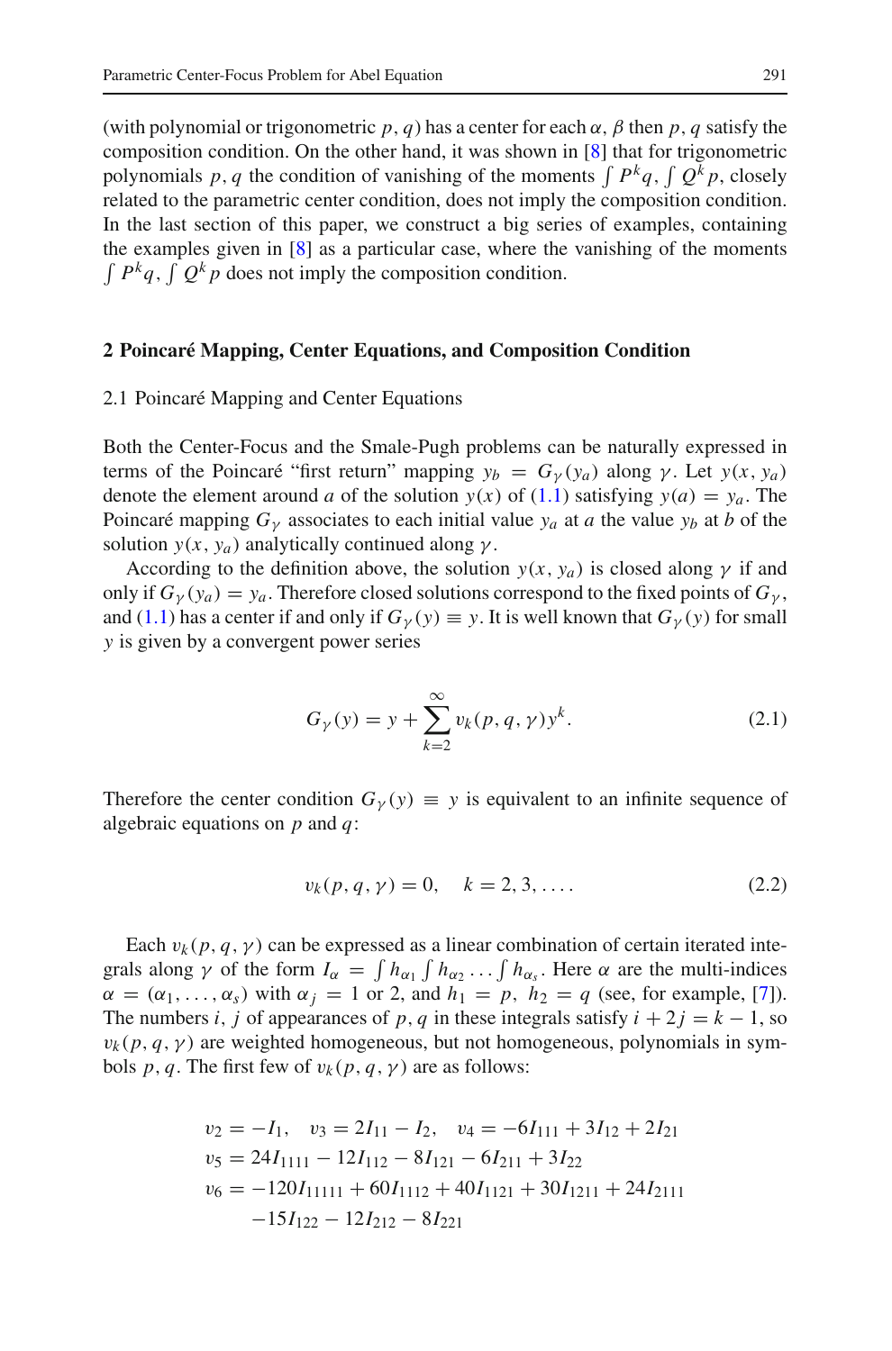(with polynomial or trigonometric $p, q$) has a center for each $\alpha, \beta$ then $p, q$ satisfy the composition condition. On the other hand, it was shown in [8] that for trigonometric polynomials $p, q$ the condition of vanishing of the moments $\int P^k q, \int Q^k p$, closely related to the parametric center condition, does not imply the composition condition. In the last section of this paper, we construct a big series of examples, containing the examples given in [8] as a particular case, where the vanishing of the moments $\int P^k q, \int Q^k p$ does not imply the composition condition.

## 2 Poincaré Mapping, Center Equations, and Composition Condition

### 2.1 Poincaré Mapping and Center Equations

Both the Center-Focus and the Smale-Pugh problems can be naturally expressed in terms of the Poincaré "first return" mapping $y_b = G_\gamma(y_a)$ along $\gamma$. Let $y(x, y_a)$ denote the element around $a$ of the solution $y(x)$ of (1.1) satisfying $y(a) = y_a$. The Poincaré mapping $G_\gamma$ associates to each initial value $y_a$ at $a$ the value $y_b$ at $b$ of the solution $y(x, y_a)$ analytically continued along $\gamma$.

According to the definition above, the solution $y(x, y_a)$ is closed along $\gamma$ if and only if $G_\gamma(y_a) = y_a$. Therefore closed solutions correspond to the fixed points of $G_\gamma$, and (1.1) has a center if and only if $G_\gamma(y) \equiv y$. It is well known that $G_\gamma(y)$ for small $y$ is given by a convergent power series

$$G_\gamma(y) = y + \sum_{k=2}^{\infty} v_k(p, q, \gamma) y^k. \tag{2.1}$$

Therefore the center condition $G_\gamma(y) \equiv y$ is equivalent to an infinite sequence of algebraic equations on $p$ and $q$:

$$v_k(p, q, \gamma) = 0, \quad k = 2, 3, \ldots. \tag{2.2}$$

Each $v_k(p, q, \gamma)$ can be expressed as a linear combination of certain iterated integrals along $\gamma$ of the form $I_\alpha = \int h_{\alpha_1} \int h_{\alpha_2} \ldots \int h_{\alpha_s}$. Here $\alpha$ are the multi-indices $\alpha = (\alpha_1, \ldots, \alpha_s)$ with $\alpha_j = 1$ or $2$, and $h_1 = p$, $h_2 = q$ (see, for example, [7]). The numbers $i, j$ of appearances of $p, q$ in these integrals satisfy $i + 2j = k - 1$, so $v_k(p, q, \gamma)$ are weighted homogeneous, but not homogeneous, polynomials in symbols $p, q$. The first few of $v_k(p, q, \gamma)$ are as follows:

$$\begin{aligned}
v_2 &= -I_1, \quad v_3 = 2I_{11} - I_2, \quad v_4 = -6I_{111} + 3I_{12} + 2I_{21} \\
v_5 &= 24I_{1111} - 12I_{112} - 8I_{121} - 6I_{211} + 3I_{22} \\
v_6 &= -120I_{11111} + 60I_{1112} + 40I_{1121} + 30I_{1211} + 24I_{2111} \\
&\quad -15I_{122} - 12I_{212} - 8I_{221}
\end{aligned}$$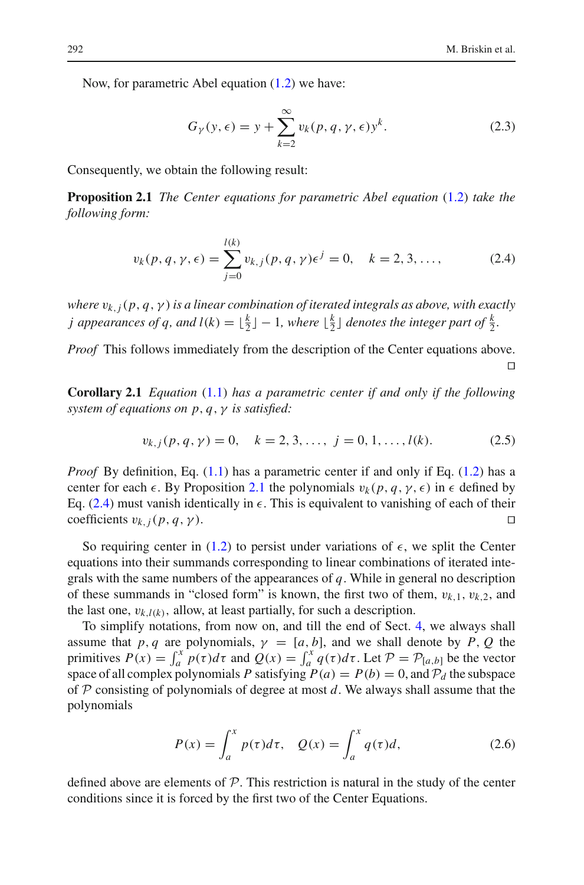Now, for parametric Abel equation (1.2) we have:

$$G_\gamma(y, \epsilon) = y + \sum_{k=2}^{\infty} v_k(p, q, \gamma, \epsilon) y^k. \tag{2.3}$$

Consequently, we obtain the following result:

**Proposition 2.1** *The Center equations for parametric Abel equation* (1.2) *take the following form:*

$$v_k(p, q, \gamma, \epsilon) = \sum_{j=0}^{l(k)} v_{k,j}(p, q, \gamma)\epsilon^j = 0, \quad k = 2, 3, \ldots, \tag{2.4}$$

*where* $v_{k,j}(p, q, \gamma)$ *is a linear combination of iterated integrals as above, with exactly* $j$ *appearances of* $q$, *and* $l(k) = \lfloor \frac{k}{2} \rfloor - 1$, *where* $\lfloor \frac{k}{2} \rfloor$ *denotes the integer part of* $\frac{k}{2}$.

*Proof* This follows immediately from the description of the Center equations above. □

**Corollary 2.1** *Equation* (1.1) *has a parametric center if and only if the following system of equations on* $p, q, \gamma$ *is satisfied:*

$$v_{k,j}(p, q, \gamma) = 0, \quad k = 2, 3, \ldots, \ j = 0, 1, \ldots, l(k). \tag{2.5}$$

*Proof* By definition, Eq. (1.1) has a parametric center if and only if Eq. (1.2) has a center for each $\epsilon$. By Proposition 2.1 the polynomials $v_k(p, q, \gamma, \epsilon)$ in $\epsilon$ defined by Eq. (2.4) must vanish identically in $\epsilon$. This is equivalent to vanishing of each of their coefficients $v_{k,j}(p, q, \gamma)$. □

So requiring center in (1.2) to persist under variations of $\epsilon$, we split the Center equations into their summands corresponding to linear combinations of iterated integrals with the same numbers of the appearances of $q$. While in general no description of these summands in "closed form" is known, the first two of them, $v_{k,1}$, $v_{k,2}$, and the last one, $v_{k,l(k)}$, allow, at least partially, for such a description.

To simplify notations, from now on, and till the end of Sect. 4, we always shall assume that $p, q$ are polynomials, $\gamma = [a, b]$, and we shall denote by $P, Q$ the primitives $P(x) = \int_a^x p(\tau)d\tau$ and $Q(x) = \int_a^x q(\tau)d\tau$. Let $\mathcal{P} = \mathcal{P}_{[a,b]}$ be the vector space of all complex polynomials $P$ satisfying $P(a) = P(b) = 0$, and $\mathcal{P}_d$ the subspace of $\mathcal{P}$ consisting of polynomials of degree at most $d$. We always shall assume that the polynomials

$$P(x) = \int_a^x p(\tau)d\tau, \quad Q(x) = \int_a^x q(\tau)d, \tag{2.6}$$

defined above are elements of $\mathcal{P}$. This restriction is natural in the study of the center conditions since it is forced by the first two of the Center Equations.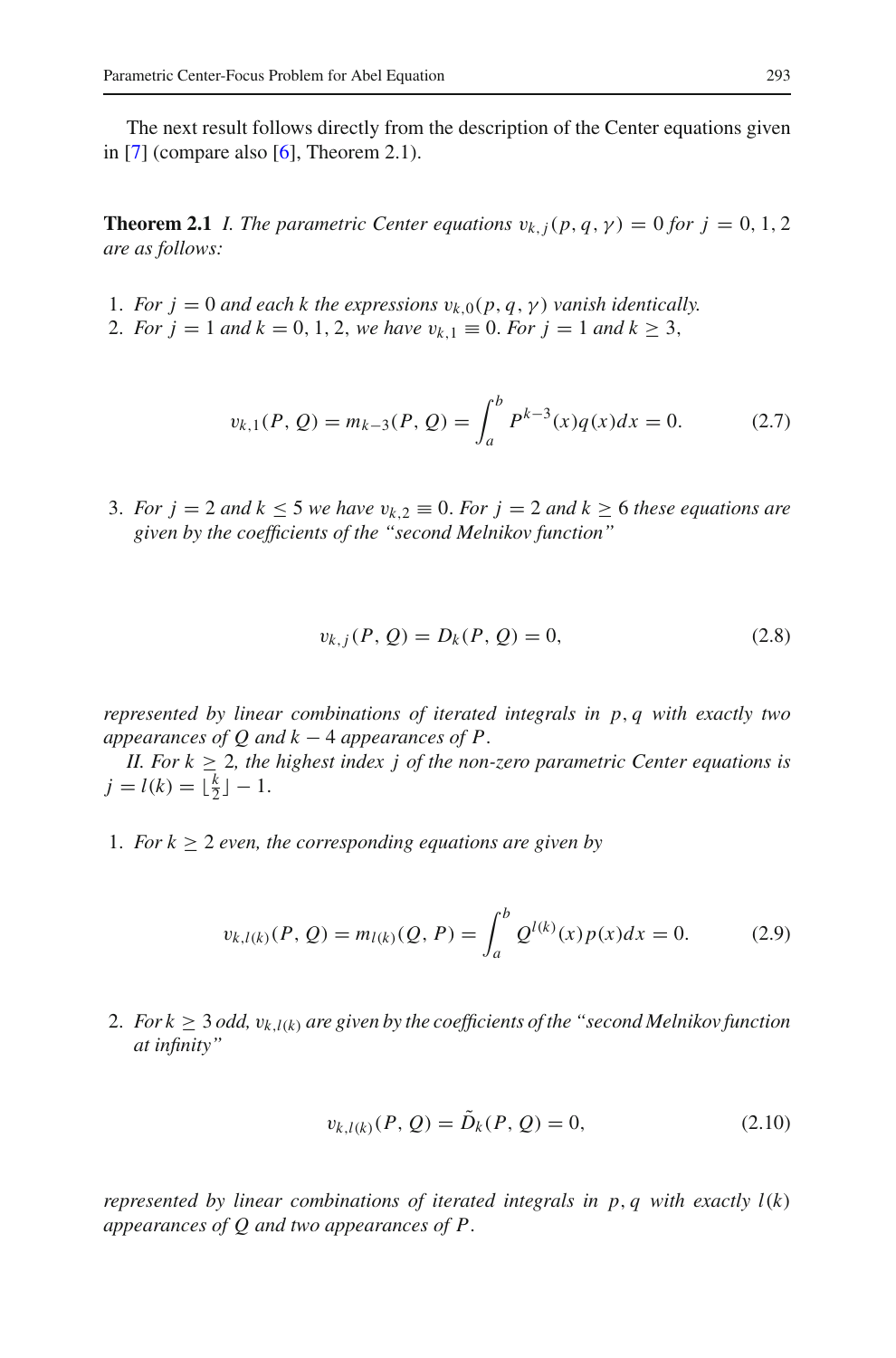The next result follows directly from the description of the Center equations given in [7] (compare also [6], Theorem 2.1).

**Theorem 2.1** *I. The parametric Center equations $v_{k,j}(p,q,\gamma) = 0$ for $j = 0, 1, 2$ are as follows:*

1. *For $j = 0$ and each $k$ the expressions $v_{k,0}(p,q,\gamma)$ vanish identically.*
2. *For $j = 1$ and $k = 0, 1, 2$, we have $v_{k,1} \equiv 0$. For $j = 1$ and $k \geq 3$,*

$$v_{k,1}(P,Q) = m_{k-3}(P,Q) = \int_a^b P^{k-3}(x)q(x)dx = 0. \tag{2.7}$$

3. *For $j = 2$ and $k \leq 5$ we have $v_{k,2} \equiv 0$. For $j = 2$ and $k \geq 6$ these equations are given by the coefficients of the "second Melnikov function"*

$$v_{k,j}(P,Q) = D_k(P,Q) = 0, \tag{2.8}$$

*represented by linear combinations of iterated integrals in $p, q$ with exactly two appearances of $Q$ and $k - 4$ appearances of $P$.*

*II. For $k \geq 2$, the highest index $j$ of the non-zero parametric Center equations is $j = l(k) = \lfloor \frac{k}{2} \rfloor - 1$.*

1. *For $k \geq 2$ even, the corresponding equations are given by*

$$v_{k,l(k)}(P,Q) = m_{l(k)}(Q,P) = \int_a^b Q^{l(k)}(x)p(x)dx = 0. \tag{2.9}$$

2. *For $k \geq 3$ odd, $v_{k,l(k)}$ are given by the coefficients of the "second Melnikov function at infinity"*

$$v_{k,l(k)}(P,Q) = \tilde{D}_k(P,Q) = 0, \tag{2.10}$$

*represented by linear combinations of iterated integrals in $p, q$ with exactly $l(k)$ appearances of $Q$ and two appearances of $P$.*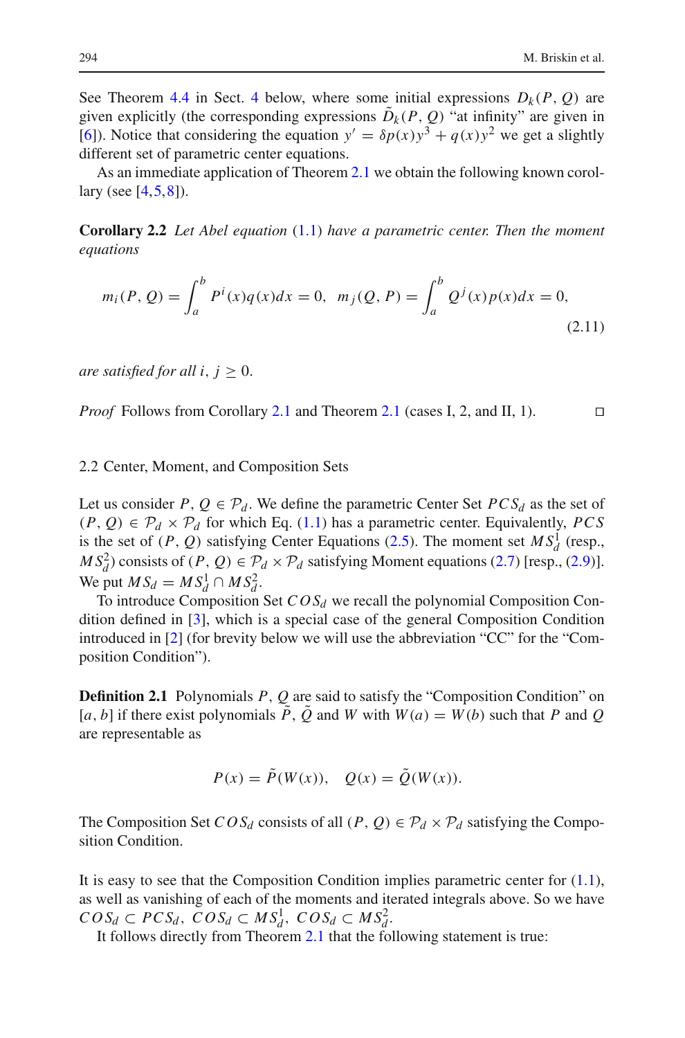See Theorem 4.4 in Sect. 4 below, where some initial expressions $D_k(P, Q)$ are given explicitly (the corresponding expressions $\tilde{D}_k(P, Q)$ "at infinity" are given in [6]). Notice that considering the equation $y' = \delta p(x) y^3 + q(x) y^2$ we get a slightly different set of parametric center equations.

As an immediate application of Theorem 2.1 we obtain the following known corollary (see [4,5,8]).

**Corollary 2.2** *Let Abel equation* (1.1) *have a parametric center. Then the moment equations*

$$m_i(P, Q) = \int_a^b P^i(x) q(x) dx = 0, \quad m_j(Q, P) = \int_a^b Q^j(x) p(x) dx = 0, \tag{2.11}$$

*are satisfied for all* $i, j \geq 0$.

*Proof* Follows from Corollary 2.1 and Theorem 2.1 (cases I, 2, and II, 1). □

### 2.2 Center, Moment, and Composition Sets

Let us consider $P, Q \in \mathcal{P}_d$. We define the parametric Center Set $PCS_d$ as the set of $(P, Q) \in \mathcal{P}_d \times \mathcal{P}_d$ for which Eq. (1.1) has a parametric center. Equivalently, $PCS$ is the set of $(P, Q)$ satisfying Center Equations (2.5). The moment set $MS_d^1$ (resp., $MS_d^2$) consists of $(P, Q) \in \mathcal{P}_d \times \mathcal{P}_d$ satisfying Moment equations (2.7) [resp., (2.9)]. We put $MS_d = MS_d^1 \cap MS_d^2$.

To introduce Composition Set $COS_d$ we recall the polynomial Composition Condition defined in [3], which is a special case of the general Composition Condition introduced in [2] (for brevity below we will use the abbreviation "CC" for the "Composition Condition").

**Definition 2.1** Polynomials $P, Q$ are said to satisfy the "Composition Condition" on $[a, b]$ if there exist polynomials $\tilde{P}, \tilde{Q}$ and $W$ with $W(a) = W(b)$ such that $P$ and $Q$ are representable as

$$P(x) = \tilde{P}(W(x)), \quad Q(x) = \tilde{Q}(W(x)).$$

The Composition Set $COS_d$ consists of all $(P, Q) \in \mathcal{P}_d \times \mathcal{P}_d$ satisfying the Composition Condition.

It is easy to see that the Composition Condition implies parametric center for (1.1), as well as vanishing of each of the moments and iterated integrals above. So we have $COS_d \subset PCS_d$, $COS_d \subset MS_d^1$, $COS_d \subset MS_d^2$.

It follows directly from Theorem 2.1 that the following statement is true: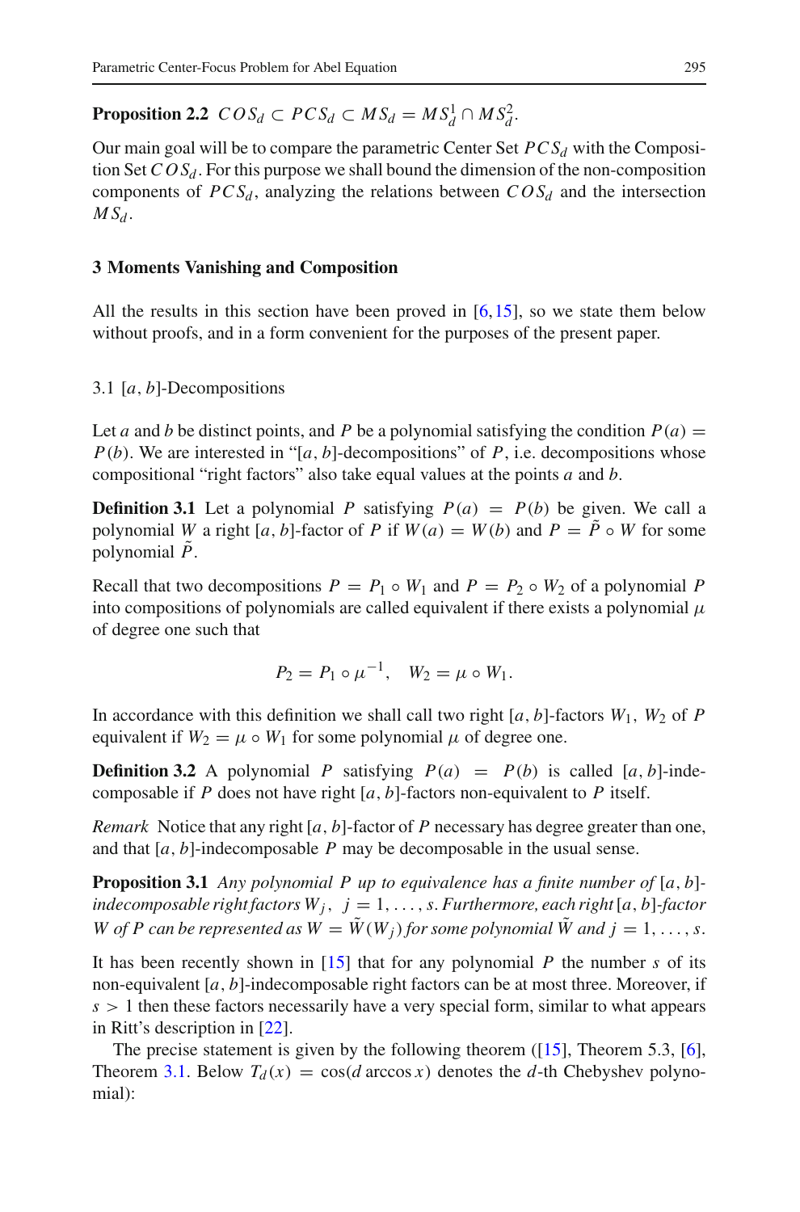**Proposition 2.2** $COS_d \subset PCS_d \subset MS_d = MS_d^1 \cap MS_d^2$.

Our main goal will be to compare the parametric Center Set $PCS_d$ with the Composition Set $COS_d$. For this purpose we shall bound the dimension of the non-composition components of $PCS_d$, analyzing the relations between $COS_d$ and the intersection $MS_d$.

## 3 Moments Vanishing and Composition

All the results in this section have been proved in [6, 15], so we state them below without proofs, and in a form convenient for the purposes of the present paper.

### 3.1 $[a, b]$-Decompositions

Let $a$ and $b$ be distinct points, and $P$ be a polynomial satisfying the condition $P(a) = P(b)$. We are interested in "$[a, b]$-decompositions" of $P$, i.e. decompositions whose compositional "right factors" also take equal values at the points $a$ and $b$.

**Definition 3.1** Let a polynomial $P$ satisfying $P(a) = P(b)$ be given. We call a polynomial $W$ a right $[a, b]$-factor of $P$ if $W(a) = W(b)$ and $P = \tilde{P} \circ W$ for some polynomial $\tilde{P}$.

Recall that two decompositions $P = P_1 \circ W_1$ and $P = P_2 \circ W_2$ of a polynomial $P$ into compositions of polynomials are called equivalent if there exists a polynomial $\mu$ of degree one such that

$$P_2 = P_1 \circ \mu^{-1}, \quad W_2 = \mu \circ W_1.$$

In accordance with this definition we shall call two right $[a, b]$-factors $W_1$, $W_2$ of $P$ equivalent if $W_2 = \mu \circ W_1$ for some polynomial $\mu$ of degree one.

**Definition 3.2** A polynomial $P$ satisfying $P(a) = P(b)$ is called $[a, b]$-indecomposable if $P$ does not have right $[a, b]$-factors non-equivalent to $P$ itself.

*Remark* Notice that any right $[a, b]$-factor of $P$ necessary has degree greater than one, and that $[a, b]$-indecomposable $P$ may be decomposable in the usual sense.

**Proposition 3.1** *Any polynomial $P$ up to equivalence has a finite number of $[a, b]$-indecomposable right factors $W_j$, $j = 1, \ldots, s$. Furthermore, each right $[a, b]$-factor $W$ of $P$ can be represented as $W = \tilde{W}(W_j)$ for some polynomial $\tilde{W}$ and $j = 1, \ldots, s$.*

It has been recently shown in [15] that for any polynomial $P$ the number $s$ of its non-equivalent $[a, b]$-indecomposable right factors can be at most three. Moreover, if $s > 1$ then these factors necessarily have a very special form, similar to what appears in Ritt's description in [22].

The precise statement is given by the following theorem ([15], Theorem 5.3, [6], Theorem 3.1. Below $T_d(x) = \cos(d \arccos x)$ denotes the $d$-th Chebyshev polynomial):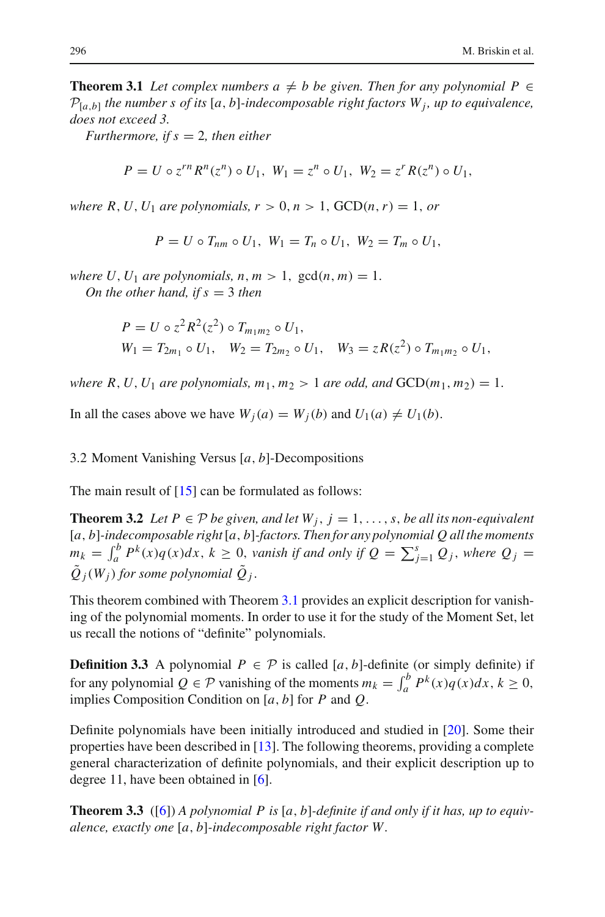**Theorem 3.1** *Let complex numbers $a \neq b$ be given. Then for any polynomial $P \in \mathcal{P}_{[a,b]}$ the number $s$ of its $[a,b]$-indecomposable right factors $W_j$, up to equivalence, does not exceed 3.*

*Furthermore, if $s = 2$, then either*

$$P = U \circ z^{rn} R^n(z^n) \circ U_1, \;\; W_1 = z^n \circ U_1, \;\; W_2 = z^r R(z^n) \circ U_1,$$

*where $R, U, U_1$ are polynomials, $r > 0, n > 1$, $\mathrm{GCD}(n, r) = 1$, or*

$$P = U \circ T_{nm} \circ U_1, \;\; W_1 = T_n \circ U_1, \;\; W_2 = T_m \circ U_1,$$

*where $U, U_1$ are polynomials, $n, m > 1$, $\gcd(n, m) = 1$.*

*On the other hand, if $s = 3$ then*

$$P = U \circ z^2 R^2(z^2) \circ T_{m_1 m_2} \circ U_1,$$
$$W_1 = T_{2m_1} \circ U_1, \quad W_2 = T_{2m_2} \circ U_1, \quad W_3 = zR(z^2) \circ T_{m_1 m_2} \circ U_1,$$

*where $R, U, U_1$ are polynomials, $m_1, m_2 > 1$ are odd, and $\mathrm{GCD}(m_1, m_2) = 1$.*

In all the cases above we have $W_j(a) = W_j(b)$ and $U_1(a) \neq U_1(b)$.

### 3.2 Moment Vanishing Versus $[a, b]$-Decompositions

The main result of [15] can be formulated as follows:

**Theorem 3.2** *Let $P \in \mathcal{P}$ be given, and let $W_j$, $j = 1, \ldots, s$, be all its non-equivalent $[a,b]$-indecomposable right $[a,b]$-factors. Then for any polynomial $Q$ all the moments $m_k = \int_a^b P^k(x) q(x) dx$, $k \geq 0$, vanish if and only if $Q = \sum_{j=1}^s Q_j$, where $Q_j = \tilde{Q}_j(W_j)$ for some polynomial $\tilde{Q}_j$.*

This theorem combined with Theorem 3.1 provides an explicit description for vanishing of the polynomial moments. In order to use it for the study of the Moment Set, let us recall the notions of "definite" polynomials.

**Definition 3.3** A polynomial $P \in \mathcal{P}$ is called $[a, b]$-definite (or simply definite) if for any polynomial $Q \in \mathcal{P}$ vanishing of the moments $m_k = \int_a^b P^k(x) q(x) dx$, $k \geq 0$, implies Composition Condition on $[a, b]$ for $P$ and $Q$.

Definite polynomials have been initially introduced and studied in [20]. Some their properties have been described in [13]. The following theorems, providing a complete general characterization of definite polynomials, and their explicit description up to degree 11, have been obtained in [6].

**Theorem 3.3** ([6]) *A polynomial $P$ is $[a, b]$-definite if and only if it has, up to equivalence, exactly one $[a, b]$-indecomposable right factor $W$.*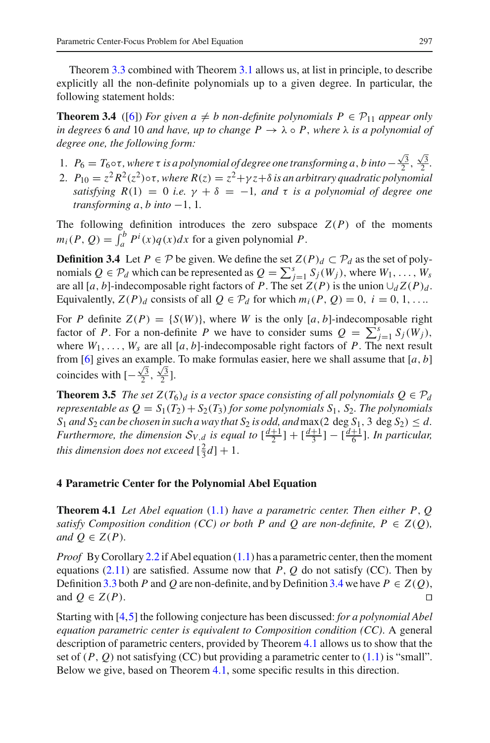Theorem 3.3 combined with Theorem 3.1 allows us, at list in principle, to describe explicitly all the non-definite polynomials up to a given degree. In particular, the following statement holds:

**Theorem 3.4** ([6]) *For given $a \neq b$ non-definite polynomials $P \in \mathcal{P}_{11}$ appear only in degrees 6 and 10 and have, up to change $P \to \lambda \circ P$, where $\lambda$ is a polynomial of degree one, the following form:*

1. *$P_6 = T_6 \circ \tau$, where $\tau$ is a polynomial of degree one transforming $a, b$ into $-\frac{\sqrt{3}}{2}, \frac{\sqrt{3}}{2}$.*
2. *$P_{10} = z^2 R^2(z^2) \circ \tau$, where $R(z) = z^2 + \gamma z + \delta$ is an arbitrary quadratic polynomial satisfying $R(1) = 0$ i.e. $\gamma + \delta = -1$, and $\tau$ is a polynomial of degree one transforming $a, b$ into $-1, 1$.*

The following definition introduces the zero subspace $Z(P)$ of the moments $m_i(P, Q) = \int_a^b P^i(x) q(x) dx$ for a given polynomial $P$.

**Definition 3.4** Let $P \in \mathcal{P}$ be given. We define the set $Z(P)_d \subset \mathcal{P}_d$ as the set of polynomials $Q \in \mathcal{P}_d$ which can be represented as $Q = \sum_{j=1}^{s} S_j(W_j)$, where $W_1, \ldots, W_s$ are all $[a, b]$-indecomposable right factors of $P$. The set $Z(P)$ is the union $\cup_d Z(P)_d$. Equivalently, $Z(P)_d$ consists of all $Q \in \mathcal{P}_d$ for which $m_i(P, Q) = 0,\ i = 0, 1, \ldots$.

For $P$ definite $Z(P) = \{S(W)\}$, where $W$ is the only $[a, b]$-indecomposable right factor of $P$. For a non-definite $P$ we have to consider sums $Q = \sum_{j=1}^{s} S_j(W_j)$, where $W_1, \ldots, W_s$ are all $[a, b]$-indecomposable right factors of $P$. The next result from [6] gives an example. To make formulas easier, here we shall assume that $[a, b]$ coincides with $[-\frac{\sqrt{3}}{2}, \frac{\sqrt{3}}{2}]$.

**Theorem 3.5** *The set $Z(T_6)_d$ is a vector space consisting of all polynomials $Q \in \mathcal{P}_d$ representable as $Q = S_1(T_2) + S_2(T_3)$ for some polynomials $S_1, S_2$. The polynomials $S_1$ and $S_2$ can be chosen in such a way that $S_2$ is odd, and* $\max(2 \deg S_1, 3 \deg S_2) \leq d$. *Furthermore, the dimension $\mathcal{S}_{V,d}$ is equal to $[\frac{d+1}{2}] + [\frac{d+1}{3}] - [\frac{d+1}{6}]$. In particular, this dimension does not exceed $[\frac{2}{3}d] + 1$.*

## 4 Parametric Center for the Polynomial Abel Equation

**Theorem 4.1** *Let Abel equation (1.1) have a parametric center. Then either $P, Q$ satisfy Composition condition (CC) or both $P$ and $Q$ are non-definite, $P \in Z(Q)$, and $Q \in Z(P)$.*

*Proof* By Corollary 2.2 if Abel equation (1.1) has a parametric center, then the moment equations (2.11) are satisfied. Assume now that $P, Q$ do not satisfy (CC). Then by Definition 3.3 both $P$ and $Q$ are non-definite, and by Definition 3.4 we have $P \in Z(Q)$, and $Q \in Z(P)$. □

Starting with [4,5] the following conjecture has been discussed: *for a polynomial Abel equation parametric center is equivalent to Composition condition (CC).* A general description of parametric centers, provided by Theorem 4.1 allows us to show that the set of $(P, Q)$ not satisfying (CC) but providing a parametric center to (1.1) is "small". Below we give, based on Theorem 4.1, some specific results in this direction.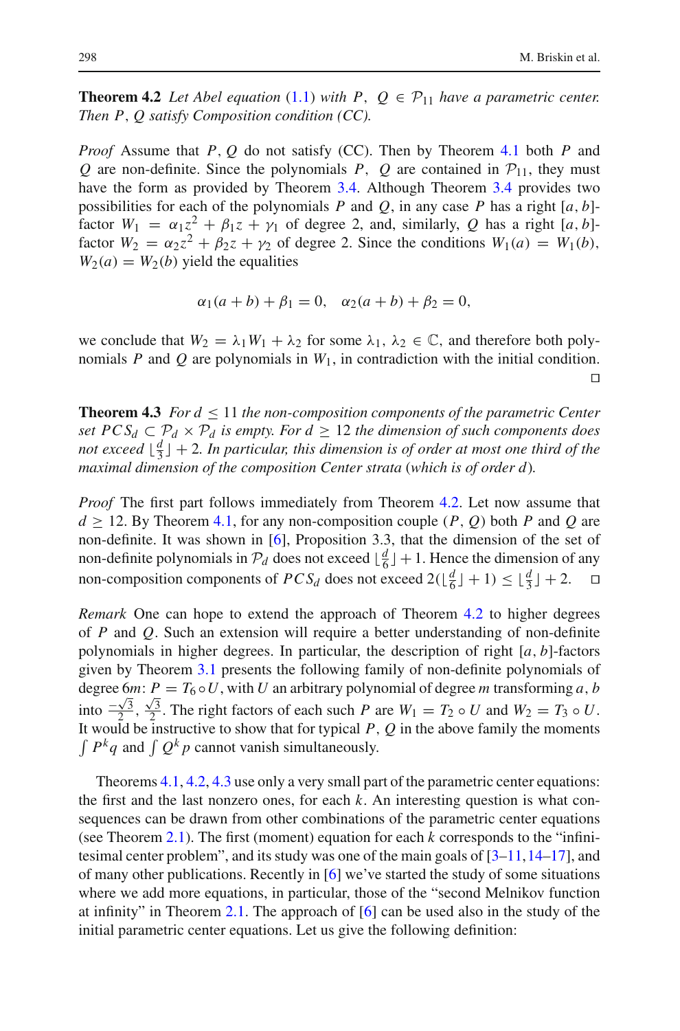**Theorem 4.2** *Let Abel equation* (1.1) *with* $P,\ Q \in \mathcal{P}_{11}$ *have a parametric center. Then* $P, Q$ *satisfy Composition condition (CC).*

*Proof* Assume that $P, Q$ do not satisfy (CC). Then by Theorem 4.1 both $P$ and $Q$ are non-definite. Since the polynomials $P,\ Q$ are contained in $\mathcal{P}_{11}$, they must have the form as provided by Theorem 3.4. Although Theorem 3.4 provides two possibilities for each of the polynomials $P$ and $Q$, in any case $P$ has a right $[a,b]$-factor $W_1 = \alpha_1 z^2 + \beta_1 z + \gamma_1$ of degree 2, and, similarly, $Q$ has a right $[a,b]$-factor $W_2 = \alpha_2 z^2 + \beta_2 z + \gamma_2$ of degree 2. Since the conditions $W_1(a) = W_1(b)$, $W_2(a) = W_2(b)$ yield the equalities

$$\alpha_1(a+b) + \beta_1 = 0, \quad \alpha_2(a+b) + \beta_2 = 0,$$

we conclude that $W_2 = \lambda_1 W_1 + \lambda_2$ for some $\lambda_1,\ \lambda_2 \in \mathbb{C}$, and therefore both polynomials $P$ and $Q$ are polynomials in $W_1$, in contradiction with the initial condition. □

**Theorem 4.3** *For* $d \leq 11$ *the non-composition components of the parametric Center set* $PCS_d \subset \mathcal{P}_d \times \mathcal{P}_d$ *is empty. For* $d \geq 12$ *the dimension of such components does not exceed* $\lfloor \frac{d}{3} \rfloor + 2$. *In particular, this dimension is of order at most one third of the maximal dimension of the composition Center strata* (*which is of order* $d$).

*Proof* The first part follows immediately from Theorem 4.2. Let now assume that $d \geq 12$. By Theorem 4.1, for any non-composition couple $(P, Q)$ both $P$ and $Q$ are non-definite. It was shown in [6], Proposition 3.3, that the dimension of the set of non-definite polynomials in $\mathcal{P}_d$ does not exceed $\lfloor \frac{d}{6} \rfloor + 1$. Hence the dimension of any non-composition components of $PCS_d$ does not exceed $2(\lfloor \frac{d}{6} \rfloor + 1) \leq \lfloor \frac{d}{3} \rfloor + 2$. □

*Remark* One can hope to extend the approach of Theorem 4.2 to higher degrees of $P$ and $Q$. Such an extension will require a better understanding of non-definite polynomials in higher degrees. In particular, the description of right $[a,b]$-factors given by Theorem 3.1 presents the following family of non-definite polynomials of degree $6m$: $P = T_6 \circ U$, with $U$ an arbitrary polynomial of degree $m$ transforming $a, b$ into $\frac{-\sqrt{3}}{2}, \frac{\sqrt{3}}{2}$. The right factors of each such $P$ are $W_1 = T_2 \circ U$ and $W_2 = T_3 \circ U$. It would be instructive to show that for typical $P, Q$ in the above family the moments $\int P^k q$ and $\int Q^k p$ cannot vanish simultaneously.

Theorems 4.1, 4.2, 4.3 use only a very small part of the parametric center equations: the first and the last nonzero ones, for each $k$. An interesting question is what consequences can be drawn from other combinations of the parametric center equations (see Theorem 2.1). The first (moment) equation for each $k$ corresponds to the "infinitesimal center problem", and its study was one of the main goals of [3–11, 14–17], and of many other publications. Recently in [6] we've started the study of some situations where we add more equations, in particular, those of the "second Melnikov function at infinity" in Theorem 2.1. The approach of [6] can be used also in the study of the initial parametric center equations. Let us give the following definition: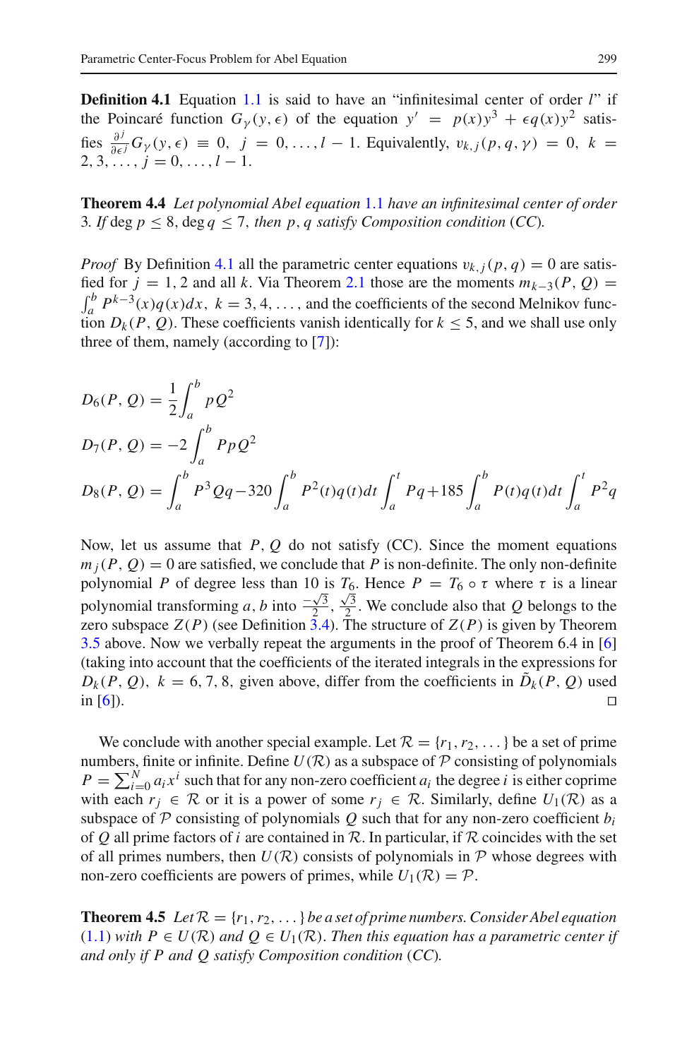**Definition 4.1** Equation 1.1 is said to have an "infinitesimal center of order $l$" if the Poincaré function $G_\gamma(y, \epsilon)$ of the equation $y' = p(x)y^3 + \epsilon q(x)y^2$ satisfies $\frac{\partial^j}{\partial \epsilon^j} G_\gamma(y, \epsilon) \equiv 0, \ j = 0, \dots, l-1$. Equivalently, $v_{k,j}(p, q, \gamma) = 0, \ k = 2, 3, \dots, j = 0, \dots, l-1$.

**Theorem 4.4** *Let polynomial Abel equation 1.1 have an infinitesimal center of order 3. If* $\deg p \le 8$, $\deg q \le 7$, *then* $p, q$ *satisfy Composition condition (CC).*

*Proof* By Definition 4.1 all the parametric center equations $v_{k,j}(p, q) = 0$ are satisfied for $j = 1, 2$ and all $k$. Via Theorem 2.1 those are the moments $m_{k-3}(P, Q) = \int_a^b P^{k-3}(x)q(x)dx, \ k = 3, 4, \dots$, and the coefficients of the second Melnikov function $D_k(P, Q)$. These coefficients vanish identically for $k \le 5$, and we shall use only three of them, namely (according to [7]):

$$
D_6(P, Q) = \frac{1}{2}\int_a^b pQ^2
$$

$$
D_7(P, Q) = -2\int_a^b PpQ^2
$$

$$
D_8(P, Q) = \int_a^b P^3 Qq - 320\int_a^b P^2(t)q(t)dt \int_a^t Pq + 185\int_a^b P(t)q(t)dt \int_a^t P^2 q
$$

Now, let us assume that $P, Q$ do not satisfy (CC). Since the moment equations $m_j(P, Q) = 0$ are satisfied, we conclude that $P$ is non-definite. The only non-definite polynomial $P$ of degree less than 10 is $T_6$. Hence $P = T_6 \circ \tau$ where $\tau$ is a linear polynomial transforming $a, b$ into $\frac{-\sqrt{3}}{2}, \frac{\sqrt{3}}{2}$. We conclude also that $Q$ belongs to the zero subspace $Z(P)$ (see Definition 3.4). The structure of $Z(P)$ is given by Theorem 3.5 above. Now we verbally repeat the arguments in the proof of Theorem 6.4 in [6] (taking into account that the coefficients of the iterated integrals in the expressions for $D_k(P, Q), \ k = 6, 7, 8$, given above, differ from the coefficients in $\tilde{D}_k(P, Q)$ used in [6]). □

We conclude with another special example. Let $\mathcal{R} = \{r_1, r_2, \dots\}$ be a set of prime numbers, finite or infinite. Define $U(\mathcal{R})$ as a subspace of $\mathcal{P}$ consisting of polynomials $P = \sum_{i=0}^N a_i x^i$ such that for any non-zero coefficient $a_i$ the degree $i$ is either coprime with each $r_j \in \mathcal{R}$ or it is a power of some $r_j \in \mathcal{R}$. Similarly, define $U_1(\mathcal{R})$ as a subspace of $\mathcal{P}$ consisting of polynomials $Q$ such that for any non-zero coefficient $b_i$ of $Q$ all prime factors of $i$ are contained in $\mathcal{R}$. In particular, if $\mathcal{R}$ coincides with the set of all primes numbers, then $U(\mathcal{R})$ consists of polynomials in $\mathcal{P}$ whose degrees with non-zero coefficients are powers of primes, while $U_1(\mathcal{R}) = \mathcal{P}$.

**Theorem 4.5** *Let* $\mathcal{R} = \{r_1, r_2, \dots\}$ *be a set of prime numbers. Consider Abel equation (1.1) with* $P \in U(\mathcal{R})$ *and* $Q \in U_1(\mathcal{R})$*. Then this equation has a parametric center if and only if* $P$ *and* $Q$ *satisfy Composition condition (CC).*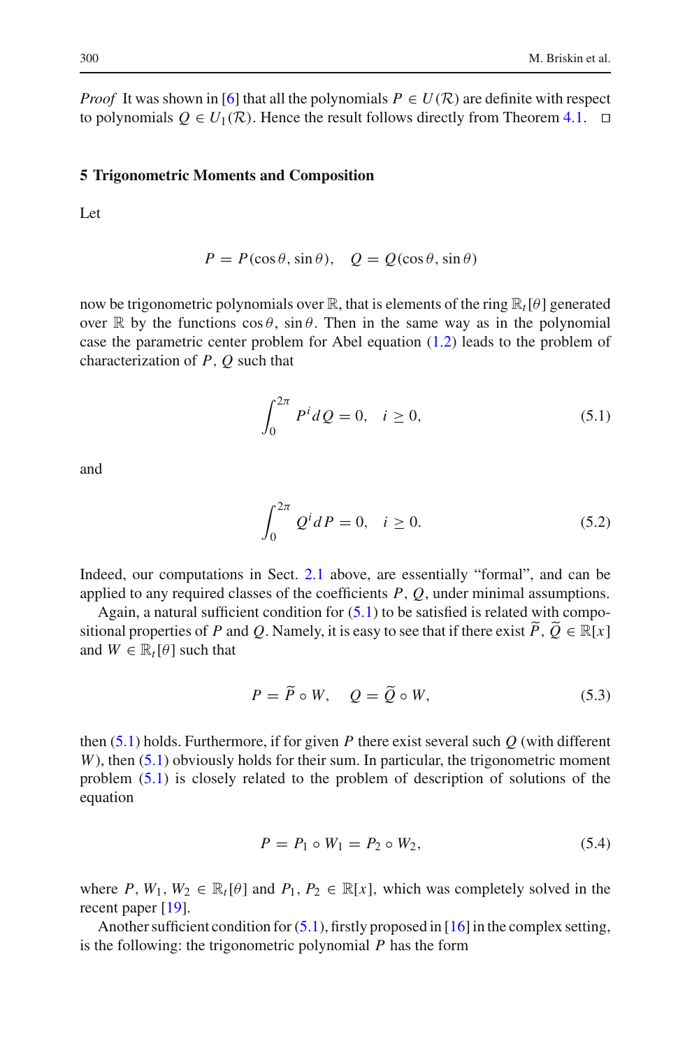*Proof* It was shown in [6] that all the polynomials $P \in U(\mathcal{R})$ are definite with respect to polynomials $Q \in U_1(\mathcal{R})$. Hence the result follows directly from Theorem 4.1. □

## 5 Trigonometric Moments and Composition

Let

$$P = P(\cos\theta, \sin\theta), \quad Q = Q(\cos\theta, \sin\theta)$$

now be trigonometric polynomials over $\mathbb{R}$, that is elements of the ring $\mathbb{R}_t[\theta]$ generated over $\mathbb{R}$ by the functions $\cos\theta$, $\sin\theta$. Then in the same way as in the polynomial case the parametric center problem for Abel equation (1.2) leads to the problem of characterization of $P$, $Q$ such that

$$\int_0^{2\pi} P^i dQ = 0, \quad i \geq 0, \tag{5.1}$$

and

$$\int_0^{2\pi} Q^i dP = 0, \quad i \geq 0. \tag{5.2}$$

Indeed, our computations in Sect. 2.1 above, are essentially "formal", and can be applied to any required classes of the coefficients $P$, $Q$, under minimal assumptions.

Again, a natural sufficient condition for (5.1) to be satisfied is related with compositional properties of $P$ and $Q$. Namely, it is easy to see that if there exist $\widetilde{P}$, $\widetilde{Q} \in \mathbb{R}[x]$ and $W \in \mathbb{R}_t[\theta]$ such that

$$P = \widetilde{P} \circ W, \quad Q = \widetilde{Q} \circ W, \tag{5.3}$$

then (5.1) holds. Furthermore, if for given $P$ there exist several such $Q$ (with different $W$), then (5.1) obviously holds for their sum. In particular, the trigonometric moment problem (5.1) is closely related to the problem of description of solutions of the equation

$$P = P_1 \circ W_1 = P_2 \circ W_2, \tag{5.4}$$

where $P, W_1, W_2 \in \mathbb{R}_t[\theta]$ and $P_1, P_2 \in \mathbb{R}[x]$, which was completely solved in the recent paper [19].

Another sufficient condition for (5.1), firstly proposed in [16] in the complex setting, is the following: the trigonometric polynomial $P$ has the form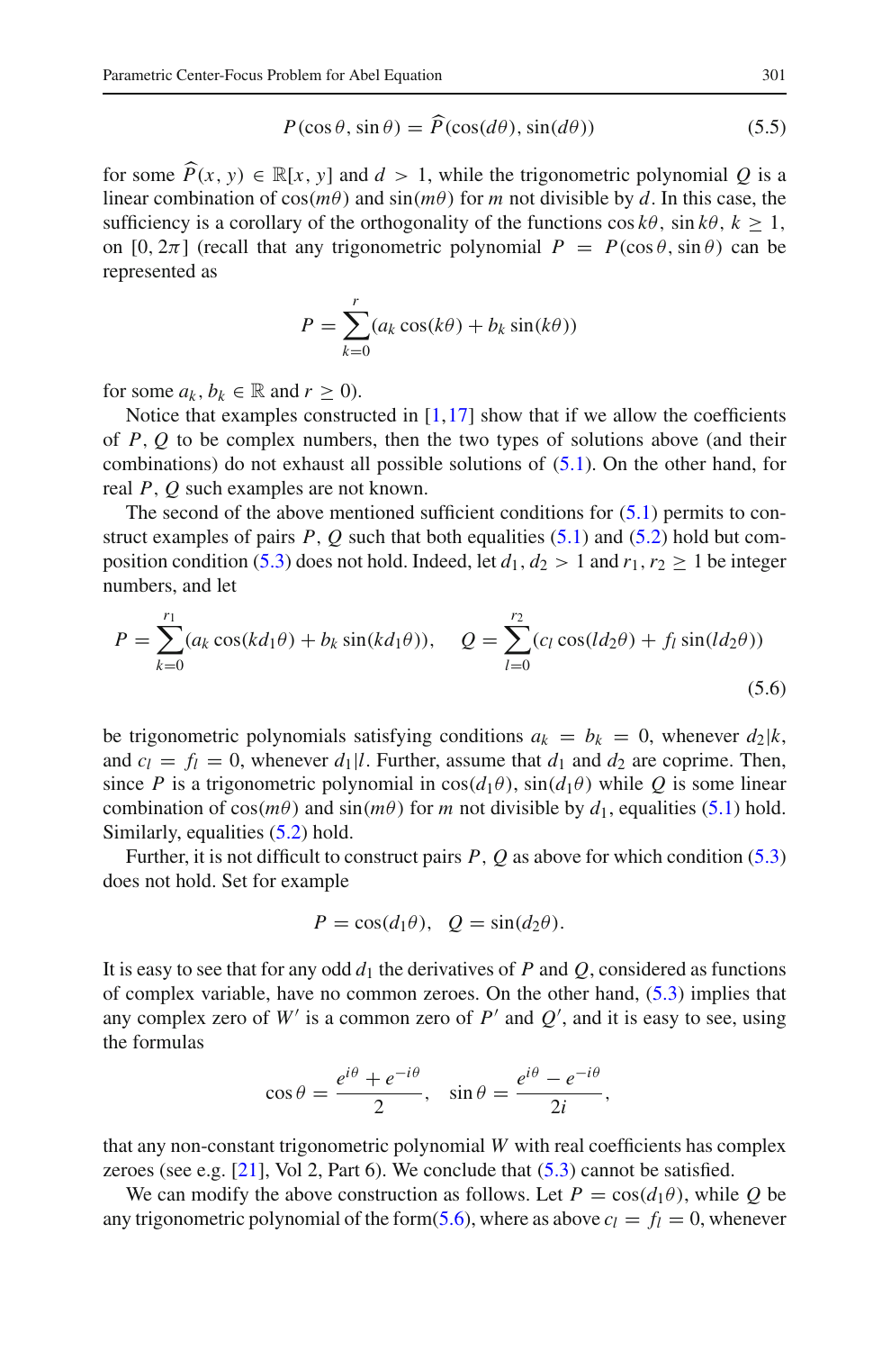$$P(\cos\theta, \sin\theta) = \widehat{P}(\cos(d\theta), \sin(d\theta)) \tag{5.5}$$

for some $\widehat{P}(x, y) \in \mathbb{R}[x, y]$ and $d > 1$, while the trigonometric polynomial $Q$ is a linear combination of $\cos(m\theta)$ and $\sin(m\theta)$ for $m$ not divisible by $d$. In this case, the sufficiency is a corollary of the orthogonality of the functions $\cos k\theta$, $\sin k\theta$, $k \geq 1$, on $[0, 2\pi]$ (recall that any trigonometric polynomial $P = P(\cos\theta, \sin\theta)$ can be represented as

$$P = \sum_{k=0}^{r} (a_k \cos(k\theta) + b_k \sin(k\theta))$$

for some $a_k, b_k \in \mathbb{R}$ and $r \geq 0$).

Notice that examples constructed in [1,17] show that if we allow the coefficients of $P, Q$ to be complex numbers, then the two types of solutions above (and their combinations) do not exhaust all possible solutions of (5.1). On the other hand, for real $P, Q$ such examples are not known.

The second of the above mentioned sufficient conditions for (5.1) permits to construct examples of pairs $P, Q$ such that both equalities (5.1) and (5.2) hold but composition condition (5.3) does not hold. Indeed, let $d_1, d_2 > 1$ and $r_1, r_2 \geq 1$ be integer numbers, and let

$$P = \sum_{k=0}^{r_1} (a_k \cos(kd_1\theta) + b_k \sin(kd_1\theta)), \quad Q = \sum_{l=0}^{r_2} (c_l \cos(ld_2\theta) + f_l \sin(ld_2\theta)) \tag{5.6}$$

be trigonometric polynomials satisfying conditions $a_k = b_k = 0$, whenever $d_2|k$, and $c_l = f_l = 0$, whenever $d_1|l$. Further, assume that $d_1$ and $d_2$ are coprime. Then, since $P$ is a trigonometric polynomial in $\cos(d_1\theta)$, $\sin(d_1\theta)$ while $Q$ is some linear combination of $\cos(m\theta)$ and $\sin(m\theta)$ for $m$ not divisible by $d_1$, equalities (5.1) hold. Similarly, equalities (5.2) hold.

Further, it is not difficult to construct pairs $P, Q$ as above for which condition (5.3) does not hold. Set for example

$$P = \cos(d_1\theta), \quad Q = \sin(d_2\theta).$$

It is easy to see that for any odd $d_1$ the derivatives of $P$ and $Q$, considered as functions of complex variable, have no common zeroes. On the other hand, (5.3) implies that any complex zero of $W'$ is a common zero of $P'$ and $Q'$, and it is easy to see, using the formulas

$$\cos\theta = \frac{e^{i\theta} + e^{-i\theta}}{2}, \quad \sin\theta = \frac{e^{i\theta} - e^{-i\theta}}{2i},$$

that any non-constant trigonometric polynomial $W$ with real coefficients has complex zeroes (see e.g. [21], Vol 2, Part 6). We conclude that (5.3) cannot be satisfied.

We can modify the above construction as follows. Let $P = \cos(d_1\theta)$, while $Q$ be any trigonometric polynomial of the form(5.6), where as above $c_l = f_l = 0$, whenever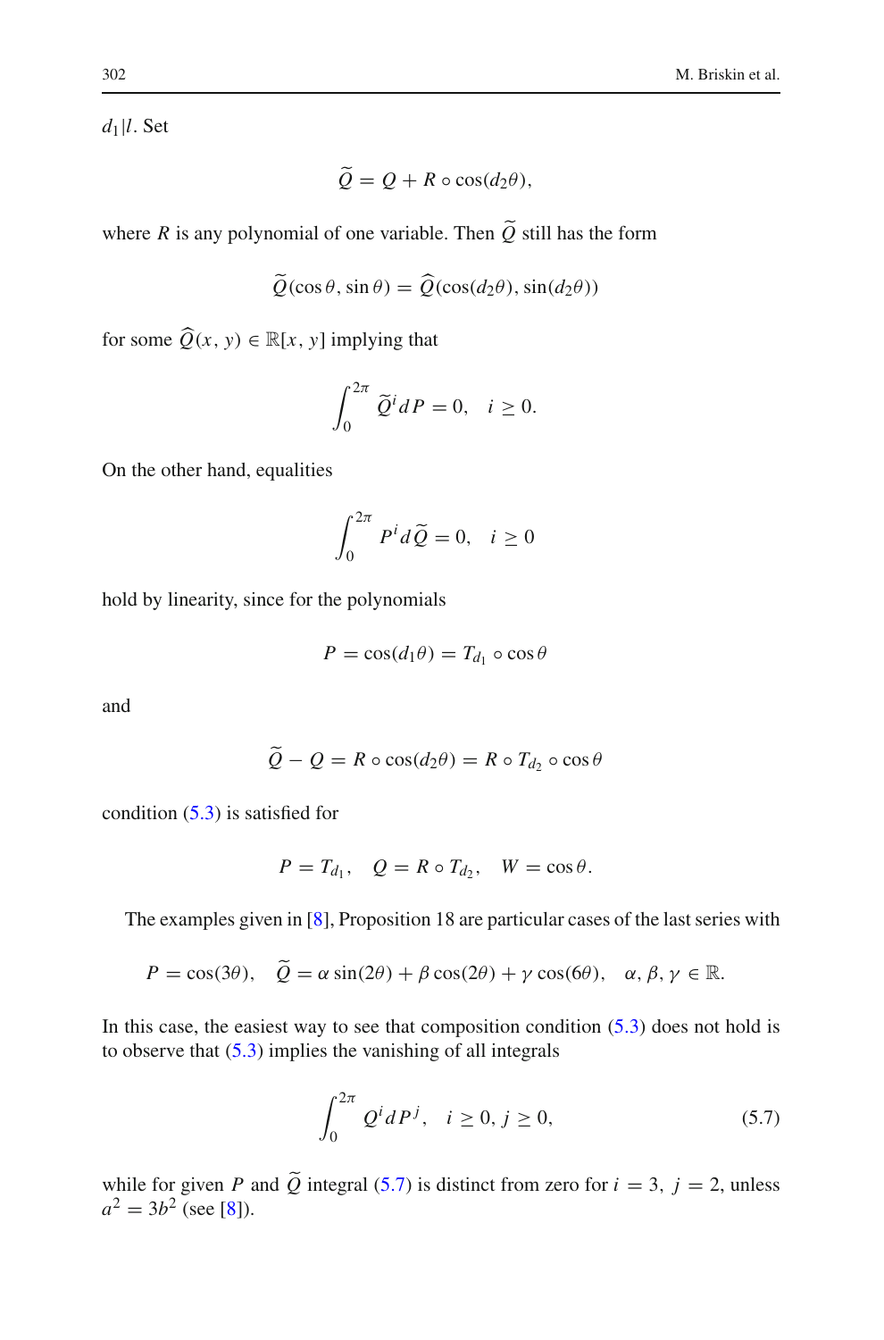$d_1 | l$. Set

$$\widetilde{Q} = Q + R \circ \cos(d_2\theta),$$

where $R$ is any polynomial of one variable. Then $\widetilde{Q}$ still has the form

$$\widetilde{Q}(\cos\theta, \sin\theta) = \widehat{Q}(\cos(d_2\theta), \sin(d_2\theta))$$

for some $\widehat{Q}(x, y) \in \mathbb{R}[x, y]$ implying that

$$\int_0^{2\pi} \widetilde{Q}^i dP = 0, \quad i \geq 0.$$

On the other hand, equalities

$$\int_0^{2\pi} P^i d\widetilde{Q} = 0, \quad i \geq 0$$

hold by linearity, since for the polynomials

$$P = \cos(d_1\theta) = T_{d_1} \circ \cos\theta$$

and

$$\widetilde{Q} - Q = R \circ \cos(d_2\theta) = R \circ T_{d_2} \circ \cos\theta$$

condition (5.3) is satisfied for

$$P = T_{d_1}, \quad Q = R \circ T_{d_2}, \quad W = \cos\theta.$$

The examples given in [8], Proposition 18 are particular cases of the last series with

$$P = \cos(3\theta), \quad \widetilde{Q} = \alpha \sin(2\theta) + \beta \cos(2\theta) + \gamma \cos(6\theta), \quad \alpha, \beta, \gamma \in \mathbb{R}.$$

In this case, the easiest way to see that composition condition (5.3) does not hold is to observe that (5.3) implies the vanishing of all integrals

$$\int_0^{2\pi} Q^i dP^j, \quad i \geq 0, j \geq 0, \tag{5.7}$$

while for given $P$ and $\widetilde{Q}$ integral (5.7) is distinct from zero for $i = 3, \ j = 2$, unless $a^2 = 3b^2$ (see [8]).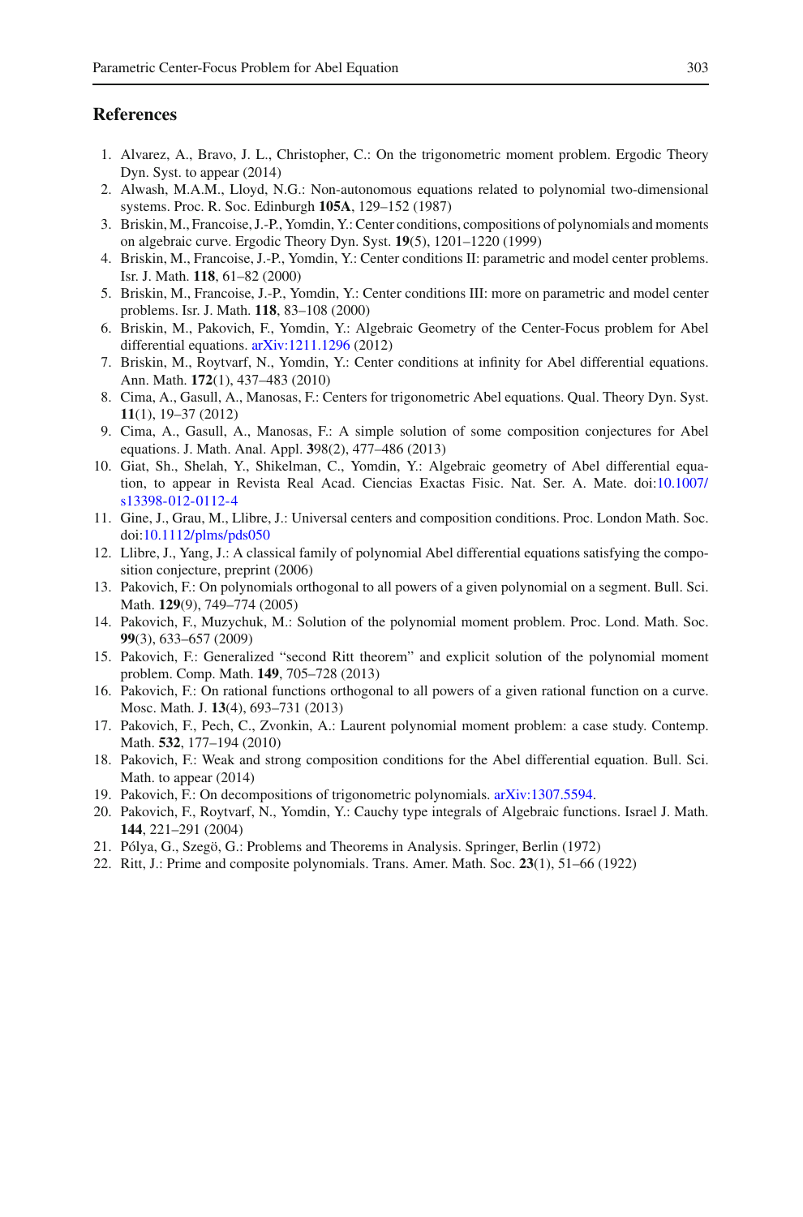## References

1. Alvarez, A., Bravo, J. L., Christopher, C.: On the trigonometric moment problem. Ergodic Theory Dyn. Syst. to appear (2014)
2. Alwash, M.A.M., Lloyd, N.G.: Non-autonomous equations related to polynomial two-dimensional systems. Proc. R. Soc. Edinburgh **105A**, 129–152 (1987)
3. Briskin, M., Francoise, J.-P., Yomdin, Y.: Center conditions, compositions of polynomials and moments on algebraic curve. Ergodic Theory Dyn. Syst. **19**(5), 1201–1220 (1999)
4. Briskin, M., Francoise, J.-P., Yomdin, Y.: Center conditions II: parametric and model center problems. Isr. J. Math. **118**, 61–82 (2000)
5. Briskin, M., Francoise, J.-P., Yomdin, Y.: Center conditions III: more on parametric and model center problems. Isr. J. Math. **118**, 83–108 (2000)
6. Briskin, M., Pakovich, F., Yomdin, Y.: Algebraic Geometry of the Center-Focus problem for Abel differential equations. arXiv:1211.1296 (2012)
7. Briskin, M., Roytvarf, N., Yomdin, Y.: Center conditions at infinity for Abel differential equations. Ann. Math. **172**(1), 437–483 (2010)
8. Cima, A., Gasull, A., Manosas, F.: Centers for trigonometric Abel equations. Qual. Theory Dyn. Syst. **11**(1), 19–37 (2012)
9. Cima, A., Gasull, A., Manosas, F.: A simple solution of some composition conjectures for Abel equations. J. Math. Anal. Appl. **3**98(2), 477–486 (2013)
10. Giat, Sh., Shelah, Y., Shikelman, C., Yomdin, Y.: Algebraic geometry of Abel differential equation, to appear in Revista Real Acad. Ciencias Exactas Fisic. Nat. Ser. A. Mate. doi:10.1007/s13398-012-0112-4
11. Gine, J., Grau, M., Llibre, J.: Universal centers and composition conditions. Proc. London Math. Soc. doi:10.1112/plms/pds050
12. Llibre, J., Yang, J.: A classical family of polynomial Abel differential equations satisfying the composition conjecture, preprint (2006)
13. Pakovich, F.: On polynomials orthogonal to all powers of a given polynomial on a segment. Bull. Sci. Math. **129**(9), 749–774 (2005)
14. Pakovich, F., Muzychuk, M.: Solution of the polynomial moment problem. Proc. Lond. Math. Soc. **99**(3), 633–657 (2009)
15. Pakovich, F.: Generalized "second Ritt theorem" and explicit solution of the polynomial moment problem. Comp. Math. **149**, 705–728 (2013)
16. Pakovich, F.: On rational functions orthogonal to all powers of a given rational function on a curve. Mosc. Math. J. **13**(4), 693–731 (2013)
17. Pakovich, F., Pech, C., Zvonkin, A.: Laurent polynomial moment problem: a case study. Contemp. Math. **532**, 177–194 (2010)
18. Pakovich, F.: Weak and strong composition conditions for the Abel differential equation. Bull. Sci. Math. to appear (2014)
19. Pakovich, F.: On decompositions of trigonometric polynomials. arXiv:1307.5594.
20. Pakovich, F., Roytvarf, N., Yomdin, Y.: Cauchy type integrals of Algebraic functions. Israel J. Math. **144**, 221–291 (2004)
21. Pólya, G., Szegö, G.: Problems and Theorems in Analysis. Springer, Berlin (1972)
22. Ritt, J.: Prime and composite polynomials. Trans. Amer. Math. Soc. **23**(1), 51–66 (1922)